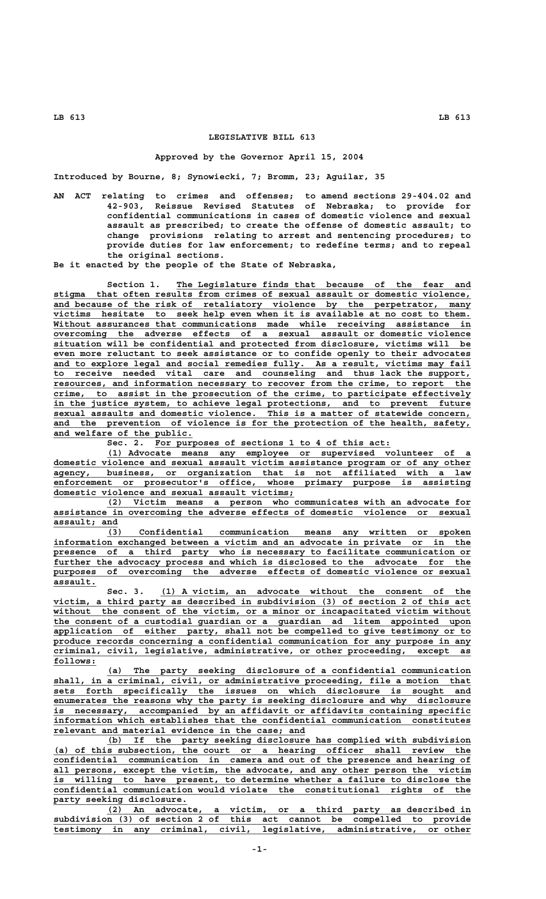# LEGISLATIVE BILL 613

### Approved by the Governor April 15, 2004

Introduced by Bourne, 8; Synowiecki, 7; Bromm, 23; Aguilar, 35

AN ACT relating to crimes and offenses; to amend sections 29-404.02 and 42-903, Reissue Revised Statutes of Nebraska; to provide for confidential communications in cases of domestic violence and sexual assault as prescribed; to create the offense of domestic assault; to change provisions relating to arrest and sentencing procedures; to provide duties for law enforcement; to redefine terms; and to repeal the original sections.

Be it enacted by the people of the State of Nebraska,

Section 1. The Legislature finds that because of the fear and stigma that often results from crimes of sexual assault or domestic violence, and because of the risk of retaliatory violence by the perpetrator, many victims hesitate to seek help even when it is available at no cost to them. Without assurances that communications made while receiving assistance in overcoming the adverse effects of a sexual assault or domestic violence situation will be confidential and protected from disclosure, victims will be even more reluctant to seek assistance or to confide openly to their advocates and to explore legal and social remedies fully. As a result, victims may fail to receive needed vital care and counseling and thus lack the support, resources, and information necessary to recover from the crime, to report the crime, to assist in the prosecution of the crime, to participate effectively in the justice system, to achieve legal protections, and to prevent future sexual assaults and domestic violence. This is a matter of statewide concern, and the prevention of violence is for the protection of the health, safety, and welfare of the public.

Sec. 2. For purposes of sections 1 to 4 of this act:

(1) Advocate means any employee or supervised volunteer of a domestic violence and sexual assault victim assistance program or of any other agency, business, or organization that is not affiliated with a law enforcement or prosecutor's office, whose primary purpose is assisting domestic violence and sexual assault victims;

(2) Victim means a person who communicates with an advocate for assistance in overcoming the adverse effects of domestic violence or sexual assault; and

(3) Confidential communication means any written or spoken information exchanged between a victim and an advocate in private or in the presence of a third party who is necessary to facilitate communication or further the advocacy process and which is disclosed to the advocate for the purposes of overcoming the adverse effects of domestic violence or sexual assault.

Sec. 3. (1) A victim, an advocate without the consent of the victim, a third party as described in subdivision (3) of section 2 of this act without the consent of the victim, or a minor or incapacitated victim without the consent of a custodial guardian or a guardian ad litem appointed upon application of either party, shall not be compelled to give testimony or to produce records concerning a confidential communication for any purpose in any criminal, civil, legislative, administrative, or other proceeding, except as follows:

(a) The party seeking disclosure of a confidential communication shall, in a criminal, civil, or administrative proceeding, file a motion that sets forth specifically the issues on which disclosure is sought and enumerates the reasons why the party is seeking disclosure and why disclosure is necessary, accompanied by an affidavit or affidavits containing specific information which establishes that the confidential communication constitutes relevant and material evidence in the case; and

(b) If the party seeking disclosure has complied with subdivision (a) of this subsection, the court or a hearing officer shall review the confidential communication in camera and out of the presence and hearing of all persons, except the victim, the advocate, and any other person the victim is willing to have present, to determine whether a failure to disclose the confidential communication would violate the constitutional rights of the party seeking disclosure.

(2) An advocate, a victim, or a third party as described in subdivision (3) of section 2 of this act cannot be compelled to provide testimony in any criminal, civil, legislative, administrative, or other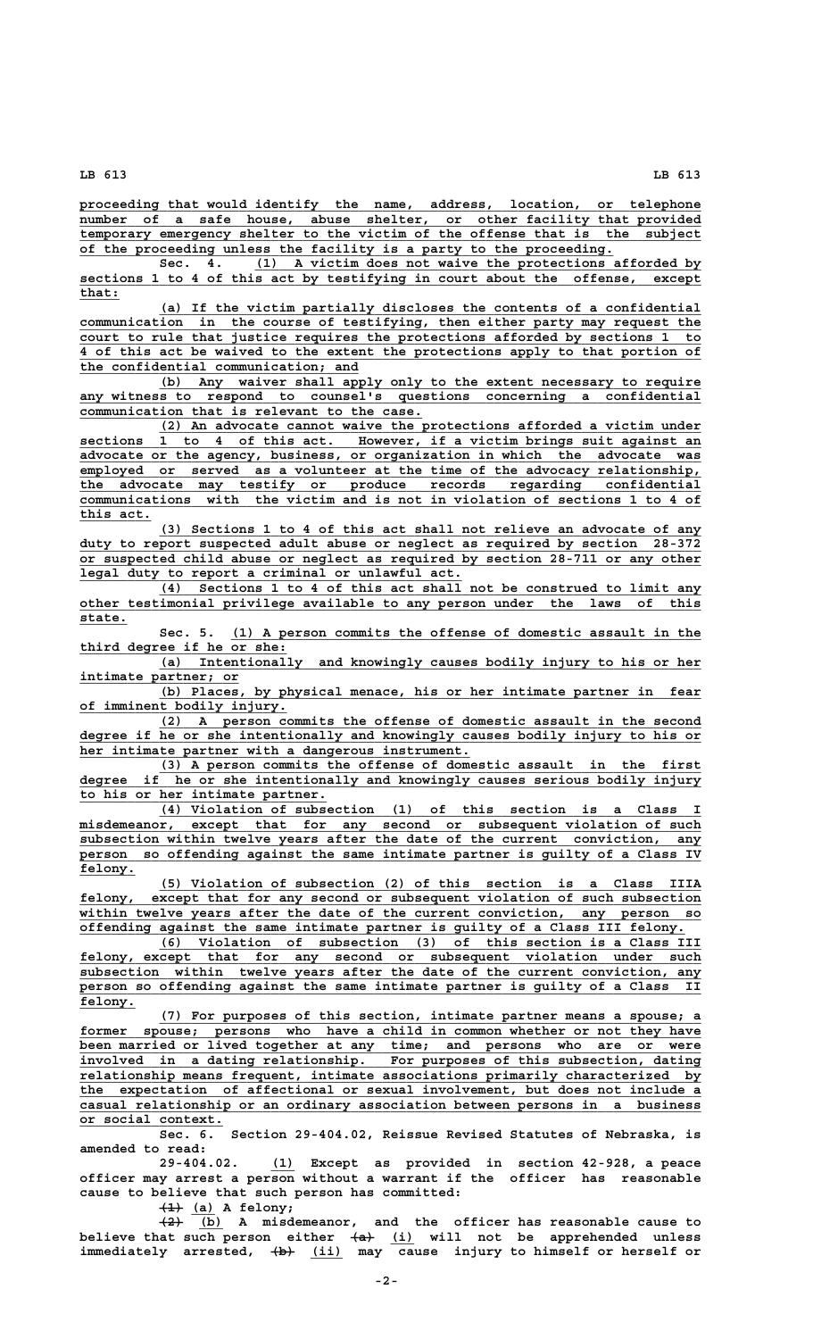proceeding that would identify the name, address, location, or telephone number of a safe house, abuse shelter, or other facility that provided temporary emergency shelter to the victim of the offense that is the subject of the proceeding unless the facility is a party to the proceeding.

Sec. 4. (1) A victim does not waive the protections afforded by sections 1 to 4 of this act by testifying in court about the offense, except that:

(a) If the victim partially discloses the contents of a confidential communication in the course of testifying, then either party may request the court to rule that justice requires the protections afforded by sections 1 to 4 of this act be waived to the extent the protections apply to that portion of the confidential communication; and

(b) Any waiver shall apply only to the extent necessary to require any witness to respond to counsel's questions concerning a confidential communication that is relevant to the case.

(2) An advocate cannot waive the protections afforded a victim under sections 1 to 4 of this act. However, if a victim brings suit against an advocate or the agency, business, or organization in which the advocate was employed or served as a volunteer at the time of the advocacy relationship, the advocate may testify or produce records regarding confidential communications with the victim and is not in violation of sections 1 to 4 of this act.

(3) Sections 1 to 4 of this act shall not relieve an advocate of any duty to report suspected adult abuse or neglect as required by section 28-372 or suspected child abuse or neglect as required by section 28-711 or any other legal duty to report a criminal or unlawful act.

(4) Sections 1 to 4 of this act shall not be construed to limit any other testimonial privilege available to any person under the laws of this state.

Sec. 5. (1) A person commits the offense of domestic assault in the third degree if he or she:

(a) Intentionally and knowingly causes bodily injury to his or her intimate partner; or

(b) Places, by physical menace, his or her intimate partner in fear of imminent bodily injury.

(2) A person commits the offense of domestic assault in the second degree if he or she intentionally and knowingly causes bodily injury to his or her intimate partner with a dangerous instrument.

(3) A person commits the offense of domestic assault in the first degree if he or she intentionally and knowingly causes serious bodily injury to his or her intimate partner.

(4) Violation of subsection (1) of this section is a Class I misdemeanor, except that for any second or subsequent violation of such subsection within twelve years after the date of the current conviction, any person so offending against the same intimate partner is guilty of a Class IV felony.

(5) Violation of subsection (2) of this section is a Class IIIA felony, except that for any second or subsequent violation of such subsection within twelve years after the date of the current conviction, any person so offending against the same intimate partner is guilty of a Class III felony.

(6) Violation of subsection (3) of this section is a Class III felony, except that for any second or subsequent violation under such subsection within twelve years after the date of the current conviction, any person so offending against the same intimate partner is guilty of a Class II felony.

(7) For purposes of this section, intimate partner means a spouse; a former spouse; persons who have a child in common whether or not they have been married or lived together at any time; and persons who are or were involved in a dating relationship. For purposes of this subsection, dating relationship means frequent, intimate associations primarily characterized by the expectation of affectional or sexual involvement, but does not include a casual relationship or an ordinary association between persons in a business or social context.

Sec. 6. Section 29-404.02, Reissue Revised Statutes of Nebraska, is amended to read:

29-404.02. (1) Except as provided in section 42-928, a peace officer may arrest a person without a warrant if the officer has reasonable cause to believe that such person has committed:

~~(1)~~ (a) A felony;

~~(2)~~ (b) A misdemeanor, and the officer has reasonable cause to believe that such person either ~~(a)~~ (i) will not be apprehended unless immediately arrested, ~~(b)~~ (ii) may cause injury to himself or herself or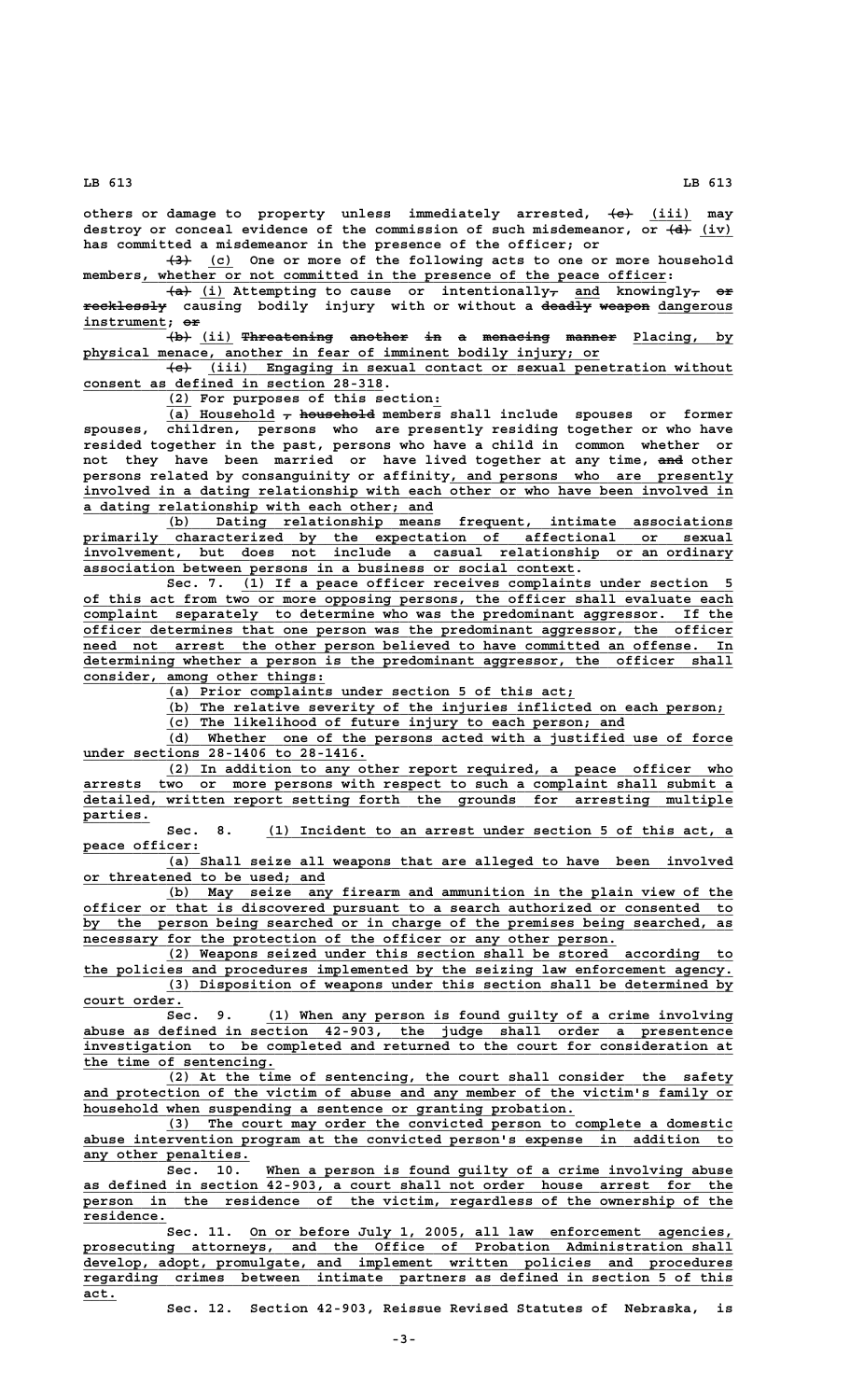others or damage to property unless immediately arrested, ~~(c)~~ (iii) may destroy or conceal evidence of the commission of such misdemeanor, or ~~(d)~~ (iv) has committed a misdemeanor in the presence of the officer; or

~~(3)~~ (c) One or more of the following acts to one or more household members, whether or not committed in the presence of the peace officer:

~~(a)~~ (i) Attempting to cause or intentionally~~,~~ and knowingly~~, or recklessly~~ causing bodily injury with or without a ~~deadly weapon~~ dangerous instrument; ~~or~~

~~(b)~~ (ii) ~~Threatening another in a menacing manner~~ Placing, by physical menace, another in fear of imminent bodily injury; or

~~(c)~~ (iii) Engaging in sexual contact or sexual penetration without consent as defined in section 28-318.

(2) For purposes of this section:

(a) Household ~~, household~~ members shall include spouses or former spouses, children, persons who are presently residing together or who have resided together in the past, persons who have a child in common whether or not they have been married or have lived together at any time, ~~and~~ other persons related by consanguinity or affinity, and persons who are presently involved in a dating relationship with each other or who have been involved in a dating relationship with each other; and

(b) Dating relationship means frequent, intimate associations primarily characterized by the expectation of affectional or sexual involvement, but does not include a casual relationship or an ordinary association between persons in a business or social context.

Sec. 7. (1) If a peace officer receives complaints under section 5 of this act from two or more opposing persons, the officer shall evaluate each complaint separately to determine who was the predominant aggressor. If the officer determines that one person was the predominant aggressor, the officer need not arrest the other person believed to have committed an offense. In determining whether a person is the predominant aggressor, the officer shall consider, among other things:

(a) Prior complaints under section 5 of this act;

(b) The relative severity of the injuries inflicted on each person;

(c) The likelihood of future injury to each person; and

(d) Whether one of the persons acted with a justified use of force under sections 28-1406 to 28-1416.

(2) In addition to any other report required, a peace officer who arrests two or more persons with respect to such a complaint shall submit a detailed, written report setting forth the grounds for arresting multiple parties.

Sec. 8. (1) Incident to an arrest under section 5 of this act, a peace officer:

(a) Shall seize all weapons that are alleged to have been involved or threatened to be used; and

(b) May seize any firearm and ammunition in the plain view of the officer or that is discovered pursuant to a search authorized or consented to by the person being searched or in charge of the premises being searched, as necessary for the protection of the officer or any other person.

(2) Weapons seized under this section shall be stored according to the policies and procedures implemented by the seizing law enforcement agency.

(3) Disposition of weapons under this section shall be determined by court order.

Sec. 9. (1) When any person is found guilty of a crime involving abuse as defined in section 42-903, the judge shall order a presentence investigation to be completed and returned to the court for consideration at the time of sentencing.

(2) At the time of sentencing, the court shall consider the safety and protection of the victim of abuse and any member of the victim's family or household when suspending a sentence or granting probation.

(3) The court may order the convicted person to complete a domestic abuse intervention program at the convicted person's expense in addition to any other penalties.

Sec. 10. When a person is found guilty of a crime involving abuse as defined in section 42-903, a court shall not order house arrest for the person in the residence of the victim, regardless of the ownership of the residence.

Sec. 11. On or before July 1, 2005, all law enforcement agencies, prosecuting attorneys, and the Office of Probation Administration shall develop, adopt, promulgate, and implement written policies and procedures regarding crimes between intimate partners as defined in section 5 of this act.

Sec. 12. Section 42-903, Reissue Revised Statutes of Nebraska, is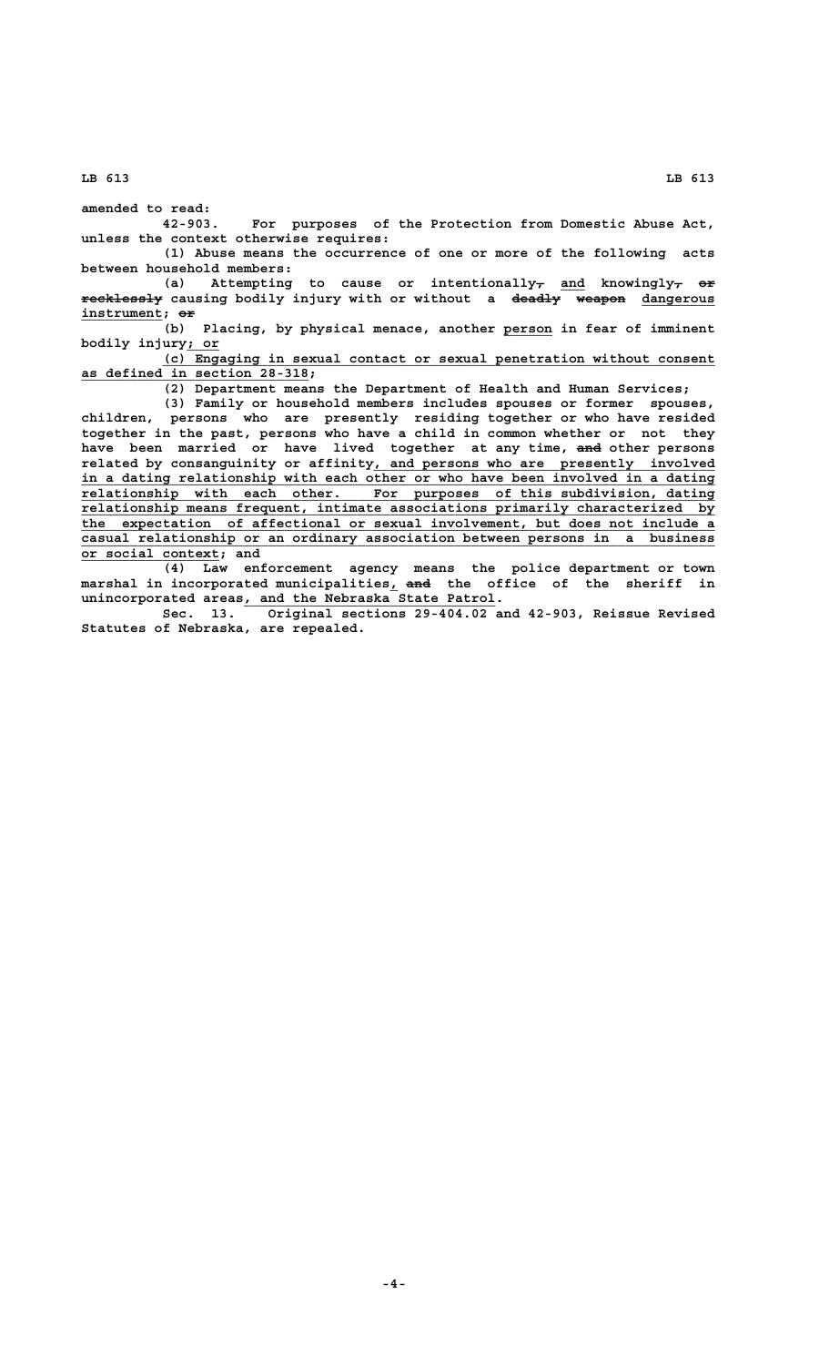amended to read:

42-903. For purposes of the Protection from Domestic Abuse Act, unless the context otherwise requires:

(1) Abuse means the occurrence of one or more of the following acts between household members:

(a) Attempting to cause or intentionally~~,~~ and knowingly~~, or recklessly~~ causing bodily injury with or without a ~~deadly weapon~~ dangerous instrument; ~~or~~

(b) Placing, by physical menace, another person in fear of imminent bodily injury; or

(c) Engaging in sexual contact or sexual penetration without consent as defined in section 28-318;

(2) Department means the Department of Health and Human Services;

(3) Family or household members includes spouses or former spouses, children, persons who are presently residing together or who have resided together in the past, persons who have a child in common whether or not they have been married or have lived together at any time, ~~and~~ other persons related by consanguinity or affinity, and persons who are presently involved in a dating relationship with each other or who have been involved in a dating relationship with each other. For purposes of this subdivision, dating relationship means frequent, intimate associations primarily characterized by the expectation of affectional or sexual involvement, but does not include a casual relationship or an ordinary association between persons in a business or social context; and

(4) Law enforcement agency means the police department or town marshal in incorporated municipalities, ~~and~~ the office of the sheriff in unincorporated areas, and the Nebraska State Patrol.

Sec. 13. Original sections 29-404.02 and 42-903, Reissue Revised Statutes of Nebraska, are repealed.